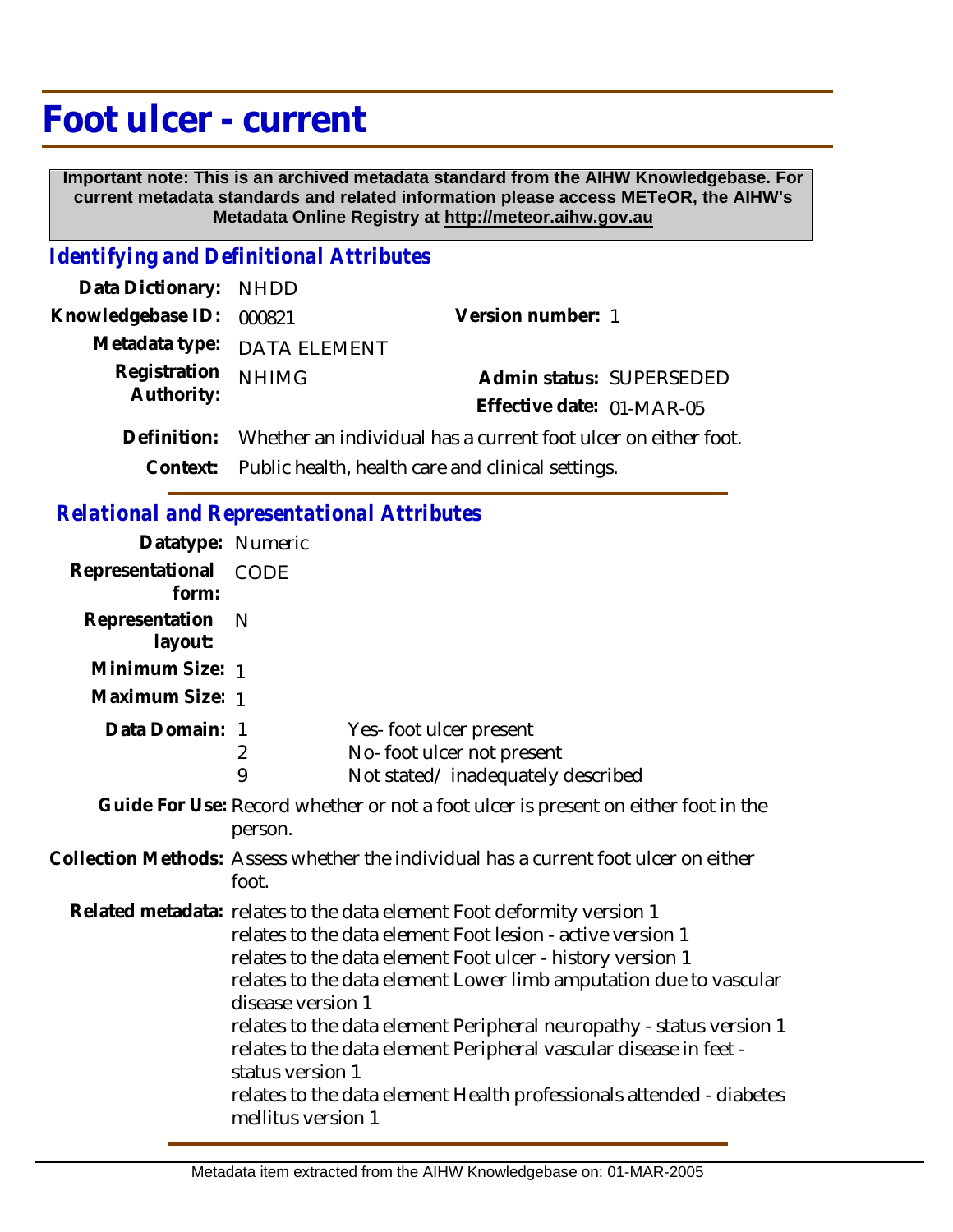# Foot ulcer - current

**Important note: This is an archived metadata standard from the AIHW Knowledgebase. For current metadata standards and related information please access METeOR, the AIHW's Metadata Online Registry at http://meteor.aihw.gov.au**

## *Identifying and Definitional Attributes*

**Data Dictionary:** NHDD

**Knowledgebase ID:** 000821

**Version number:** 1

**Metadata type:** DATA ELEMENT

**Registration Authority:** NHIMG

**Admin status:** SUPERSEDED

**Effective date:** 01-MAR-05

**Definition:** Whether an individual has a current foot ulcer on either foot.

**Context:** Public health, health care and clinical settings.

## *Relational and Representational Attributes*

**Datatype:** Numeric

**Representational form:** CODE

**Representation layout:** N

**Minimum Size:** 1

**Maximum Size:** 1

**Data Domain:**

| | |
|---|---|
| 1 | Yes- foot ulcer present |
| 2 | No- foot ulcer not present |
| 9 | Not stated/ inadequately described |

**Guide For Use:** Record whether or not a foot ulcer is present on either foot in the person.

**Collection Methods:** Assess whether the individual has a current foot ulcer on either foot.

**Related metadata:**
relates to the data element Foot deformity version 1
relates to the data element Foot lesion - active version 1
relates to the data element Foot ulcer - history version 1
relates to the data element Lower limb amputation due to vascular disease version 1
relates to the data element Peripheral neuropathy - status version 1
relates to the data element Peripheral vascular disease in feet - status version 1
relates to the data element Health professionals attended - diabetes mellitus version 1

Metadata item extracted from the AIHW Knowledgebase on: 01-MAR-2005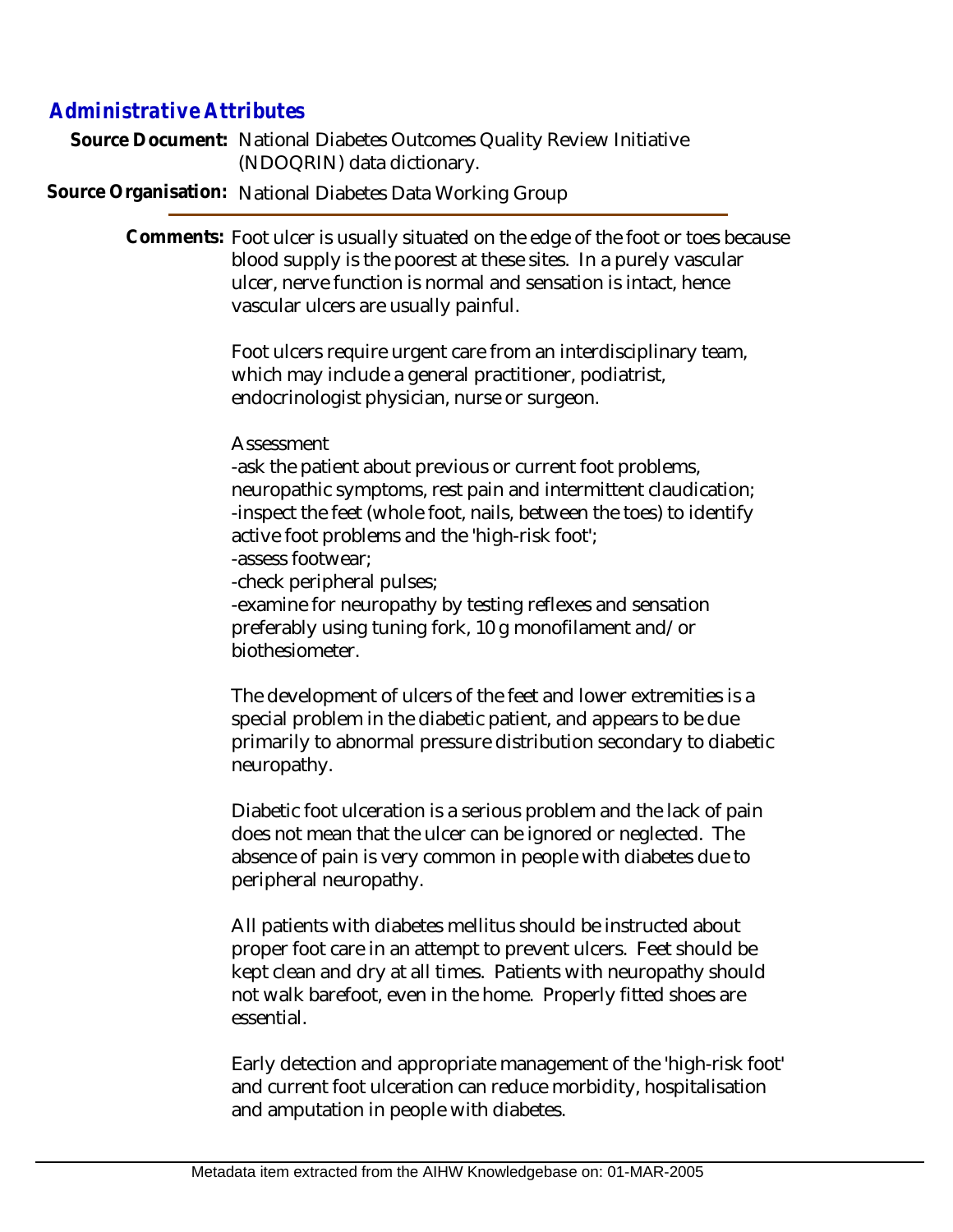## Administrative Attributes

**Source Document:** National Diabetes Outcomes Quality Review Initiative (NDOQRIN) data dictionary.

**Source Organisation:** National Diabetes Data Working Group

---

**Comments:** Foot ulcer is usually situated on the edge of the foot or toes because blood supply is the poorest at these sites. In a purely vascular ulcer, nerve function is normal and sensation is intact, hence vascular ulcers are usually painful.

Foot ulcers require urgent care from an interdisciplinary team, which may include a general practitioner, podiatrist, endocrinologist physician, nurse or surgeon.

Assessment

-ask the patient about previous or current foot problems, neuropathic symptoms, rest pain and intermittent claudication;

-inspect the feet (whole foot, nails, between the toes) to identify active foot problems and the 'high-risk foot';

-assess footwear;

-check peripheral pulses;

-examine for neuropathy by testing reflexes and sensation preferably using tuning fork, 10 g monofilament and/or biothesiometer.

The development of ulcers of the feet and lower extremities is a special problem in the diabetic patient, and appears to be due primarily to abnormal pressure distribution secondary to diabetic neuropathy.

Diabetic foot ulceration is a serious problem and the lack of pain does not mean that the ulcer can be ignored or neglected. The absence of pain is very common in people with diabetes due to peripheral neuropathy.

All patients with diabetes mellitus should be instructed about proper foot care in an attempt to prevent ulcers. Feet should be kept clean and dry at all times. Patients with neuropathy should not walk barefoot, even in the home. Properly fitted shoes are essential.

Early detection and appropriate management of the 'high-risk foot' and current foot ulceration can reduce morbidity, hospitalisation and amputation in people with diabetes.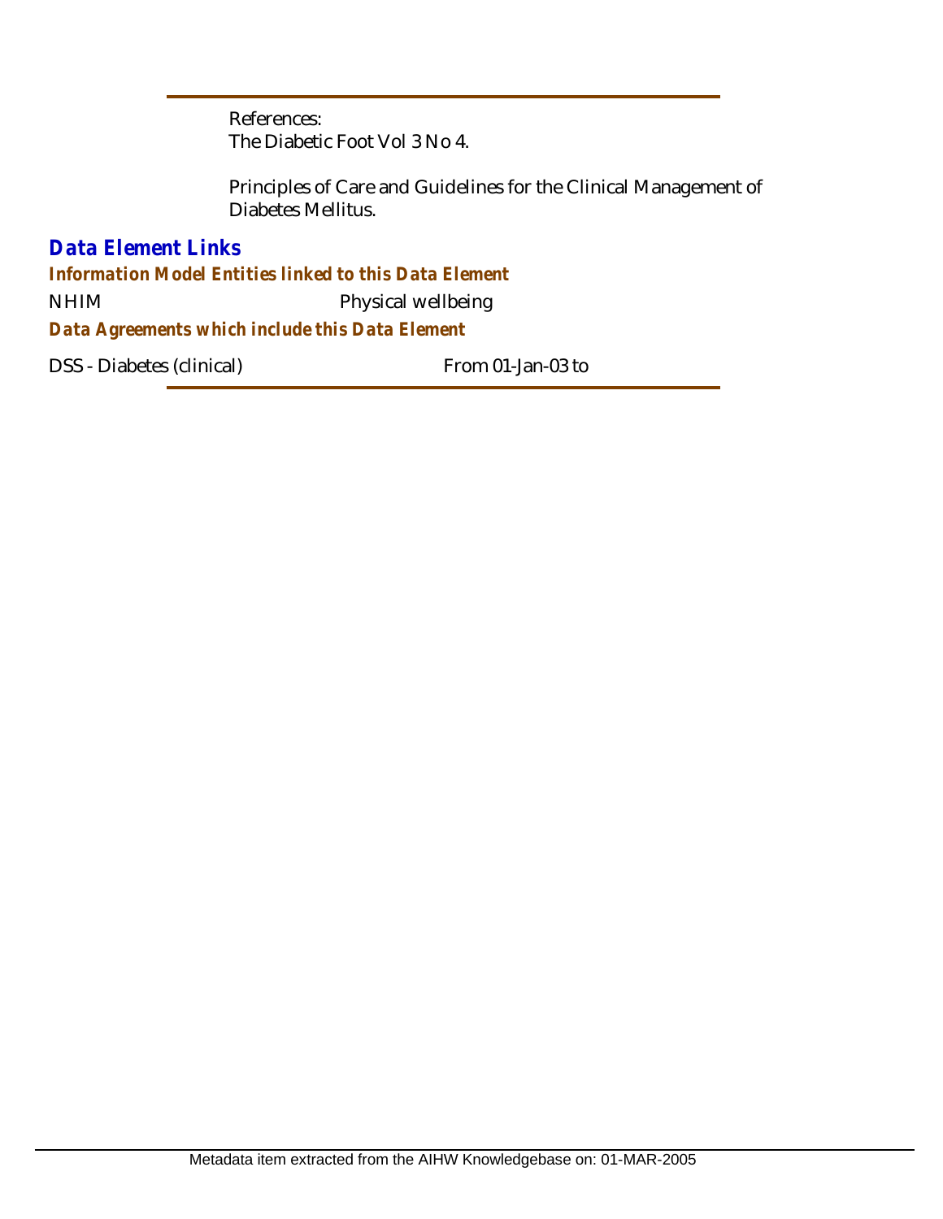References:
The Diabetic Foot Vol 3 No 4.

Principles of Care and Guidelines for the Clinical Management of Diabetes Mellitus.

## Data Element Links

### Information Model Entities linked to this Data Element

| | |
|---|---|
| NHIM | Physical wellbeing |

### Data Agreements which include this Data Element

| | |
|---|---|
| DSS - Diabetes (clinical) | From 01-Jan-03 to |

Metadata item extracted from the AIHW Knowledgebase on: 01-MAR-2005